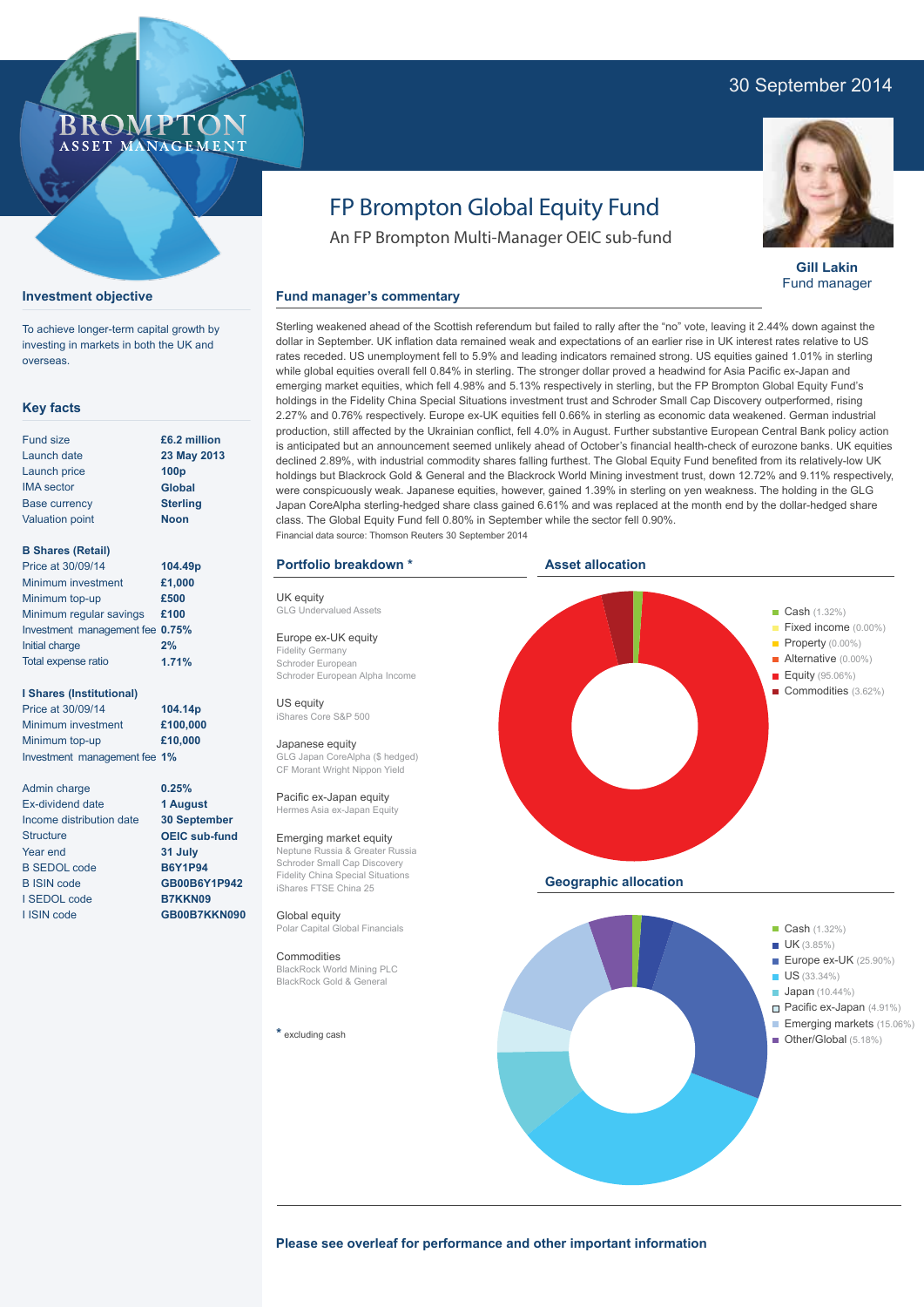30 September 2014

BROMPTON ASSET MANAGEMENT

# FP Brompton Global Equity Fund

An FP Brompton Multi-Manager OEIC sub-fund

**Gill Lakin**
Fund manager

## Investment objective

To achieve longer-term capital growth by investing in markets in both the UK and overseas.

## Key facts

| | |
|---|---|
| Fund size | £6.2 million |
| Launch date | 23 May 2013 |
| Launch price | 100p |
| IMA sector | Global |
| Base currency | Sterling |
| Valuation point | Noon |

**B Shares (Retail)**

| | |
|---|---|
| Price at 30/09/14 | 104.49p |
| Minimum investment | £1,000 |
| Minimum top-up | £500 |
| Minimum regular savings | £100 |
| Investment management fee | 0.75% |
| Initial charge | 2% |
| Total expense ratio | 1.71% |

**I Shares (Institutional)**

| | |
|---|---|
| Price at 30/09/14 | 104.14p |
| Minimum investment | £100,000 |
| Minimum top-up | £10,000 |
| Investment management fee | 1% |

| | |
|---|---|
| Admin charge | 0.25% |
| Ex-dividend date | 1 August |
| Income distribution date | 30 September |
| Structure | OEIC sub-fund |
| Year end | 31 July |
| B SEDOL code | B6Y1P94 |
| B ISIN code | GB00B6Y1P942 |
| I SEDOL code | B7KKN09 |
| I ISIN code | GB00B7KKN090 |

## Fund manager's commentary

Sterling weakened ahead of the Scottish referendum but failed to rally after the "no" vote, leaving it 2.44% down against the dollar in September. UK inflation data remained weak and expectations of an earlier rise in UK interest rates relative to US rates receded. US unemployment fell to 5.9% and leading indicators remained strong. US equities gained 1.01% in sterling while global equities overall fell 0.84% in sterling. The stronger dollar proved a headwind for Asia Pacific ex-Japan and emerging market equities, which fell 4.98% and 5.13% respectively in sterling, but the FP Brompton Global Equity Fund's holdings in the Fidelity China Special Situations investment trust and Schroder Small Cap Discovery outperformed, rising 2.27% and 0.76% respectively. Europe ex-UK equities fell 0.66% in sterling as economic data weakened. German industrial production, still affected by the Ukrainian conflict, fell 4.0% in August. Further substantive European Central Bank policy action is anticipated but an announcement seemed unlikely ahead of October's financial health-check of eurozone banks. UK equities declined 2.89%, with industrial commodity shares falling furthest. The Global Equity Fund benefited from its relatively-low UK holdings but Blackrock Gold & General and the Blackrock World Mining investment trust, down 12.72% and 9.11% respectively, were conspicuously weak. Japanese equities, however, gained 1.39% in sterling on yen weakness. The holding in the GLG Japan CoreAlpha sterling-hedged share class gained 6.61% and was replaced at the month end by the dollar-hedged share class. The Global Equity Fund fell 0.80% in September while the sector fell 0.90%.

Financial data source: Thomson Reuters 30 September 2014

## Portfolio breakdown *

**UK equity**
GLG Undervalued Assets

**Europe ex-UK equity**
Fidelity Germany
Schroder European
Schroder European Alpha Income

**US equity**
iShares Core S&P 500

**Japanese equity**
GLG Japan CoreAlpha ($ hedged)
CF Morant Wright Nippon Yield

**Pacific ex-Japan equity**
Hermes Asia ex-Japan Equity

**Emerging market equity**
Neptune Russia & Greater Russia
Schroder Small Cap Discovery
Fidelity China Special Situations
iShares FTSE China 25

**Global equity**
Polar Capital Global Financials

**Commodities**
BlackRock World Mining PLC
BlackRock Gold & General

* excluding cash

## Asset allocation

- Cash (1.32%)
- Fixed income (0.00%)
- Property (0.00%)
- Alternative (0.00%)
- Equity (95.06%)
- Commodities (3.62%)

## Geographic allocation

- Cash (1.32%)
- UK (3.85%)
- Europe ex-UK (25.90%)
- US (33.34%)
- Japan (10.44%)
- Pacific ex-Japan (4.91%)
- Emerging markets (15.06%)
- Other/Global (5.18%)

**Please see overleaf for performance and other important information**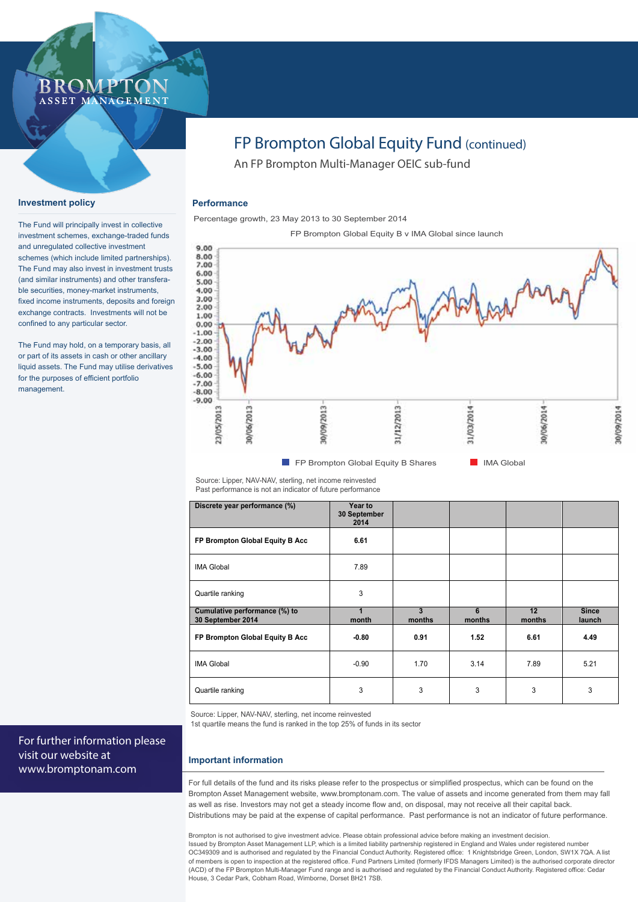BROMPTON
ASSET MANAGEMENT

# FP Brompton Global Equity Fund (continued)

An FP Brompton Multi-Manager OEIC sub-fund

## Investment policy

The Fund will principally invest in collective investment schemes, exchange-traded funds and unregulated collective investment schemes (which include limited partnerships). The Fund may also invest in investment trusts (and similar instruments) and other transferable securities, money-market instruments, fixed income instruments, deposits and foreign exchange contracts. Investments will not be confined to any particular sector.

The Fund may hold, on a temporary basis, all or part of its assets in cash or other ancillary liquid assets. The Fund may utilise derivatives for the purposes of efficient portfolio management.

## Performance

Percentage growth, 23 May 2013 to 30 September 2014

FP Brompton Global Equity B v IMA Global since launch

9.00
8.00
7.00
6.00
5.00
4.00
3.00
2.00
1.00
0.00
-1.00
-2.00
-3.00
-4.00
-5.00
-6.00
-7.00
-8.00
-9.00

23/05/2013
30/06/2013
30/09/2013
31/12/2013
31/03/2014
30/06/2014
30/09/2014

FP Brompton Global Equity B Shares
IMA Global

Source: Lipper, NAV-NAV, sterling, net income reinvested
Past performance is not an indicator of future performance

| Discrete year performance (%) | Year to 30 September 2014 | | | | |
|---|---|---|---|---|---|
| **FP Brompton Global Equity B Acc** | **6.61** | | | | |
| IMA Global | 7.89 | | | | |
| Quartile ranking | 3 | | | | |
| **Cumulative performance (%) to 30 September 2014** | **1 month** | **3 months** | **6 months** | **12 months** | **Since launch** |
| **FP Brompton Global Equity B Acc** | **-0.80** | **0.91** | **1.52** | **6.61** | **4.49** |
| IMA Global | -0.90 | 1.70 | 3.14 | 7.89 | 5.21 |
| Quartile ranking | 3 | 3 | 3 | 3 | 3 |

Source: Lipper, NAV-NAV, sterling, net income reinvested
1st quartile means the fund is ranked in the top 25% of funds in its sector

For further information please visit our website at www.bromptonam.com

## Important information

For full details of the fund and its risks please refer to the prospectus or simplified prospectus, which can be found on the Brompton Asset Management website, www.bromptonam.com. The value of assets and income generated from them may fall as well as rise. Investors may not get a steady income flow and, on disposal, may not receive all their capital back. Distributions may be paid at the expense of capital performance. Past performance is not an indicator of future performance.

Brompton is not authorised to give investment advice. Please obtain professional advice before making an investment decision. Issued by Brompton Asset Management LLP, which is a limited liability partnership registered in England and Wales under registered number OC349309 and is authorised and regulated by the Financial Conduct Authority. Registered office: 1 Knightsbridge Green, London, SW1X 7QA. A list of members is open to inspection at the registered office. Fund Partners Limited (formerly IFDS Managers Limited) is the authorised corporate director (ACD) of the FP Brompton Multi-Manager Fund range and is authorised and regulated by the Financial Conduct Authority. Registered office: Cedar House, 3 Cedar Park, Cobham Road, Wimborne, Dorset BH21 7SB.